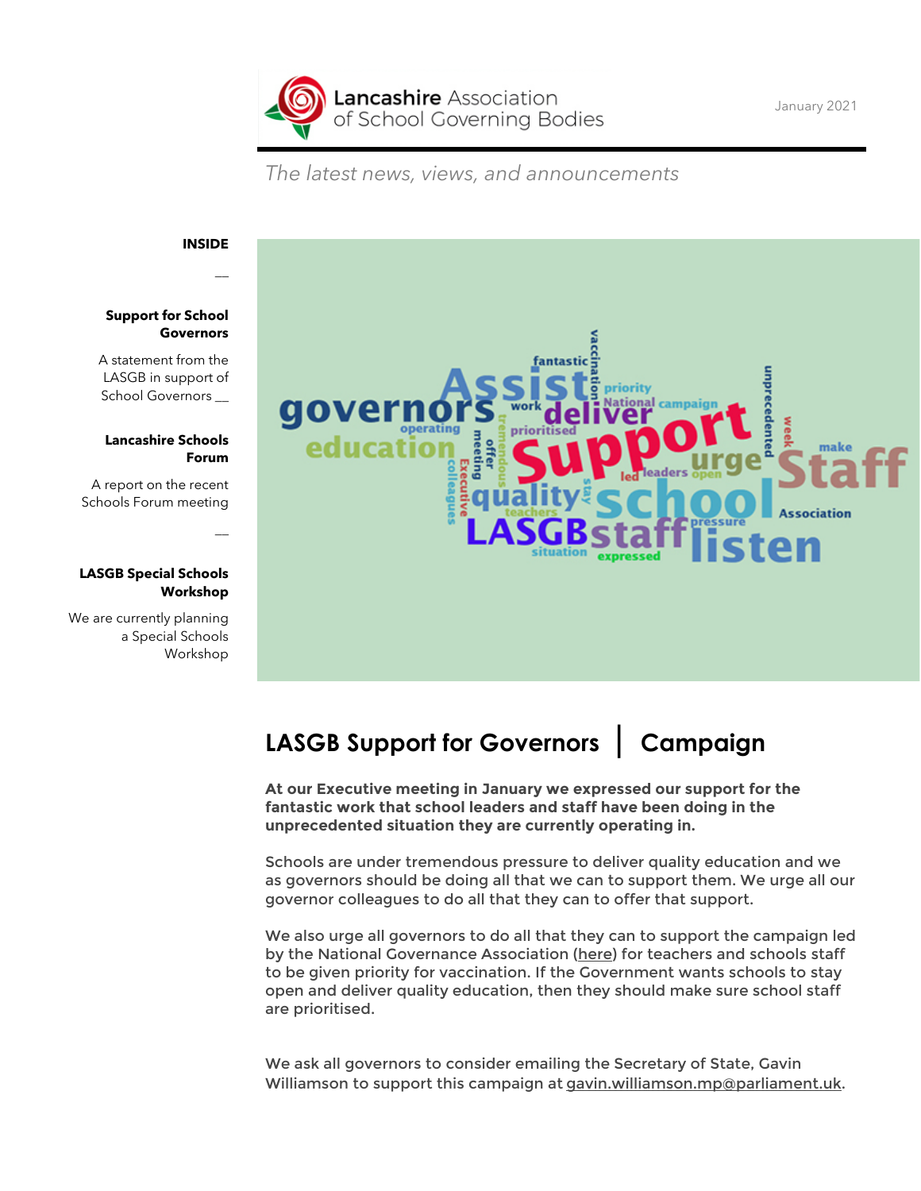Lancashire Association of School Governing Bodies

January 2021

*The latest news, views, and announcements*

**INSIDE**

**Support for School Governors**

A statement from the LASGB in support of School Governors

**Lancashire Schools Forum**

A report on the recent Schools Forum meeting

**LASGB Special Schools Workshop**

We are currently planning a Special Schools Workshop

## LASGB Support for Governors | Campaign

**At our Executive meeting in January we expressed our support for the fantastic work that school leaders and staff have been doing in the unprecedented situation they are currently operating in.**

Schools are under tremendous pressure to deliver quality education and we as governors should be doing all that we can to support them. We urge all our governor colleagues to do all that they can to offer that support.

We also urge all governors to do all that they can to support the campaign led by the National Governance Association (here) for teachers and schools staff to be given priority for vaccination. If the Government wants schools to stay open and deliver quality education, then they should make sure school staff are prioritised.

We ask all governors to consider emailing the Secretary of State, Gavin Williamson to support this campaign at gavin.williamson.mp@parliament.uk.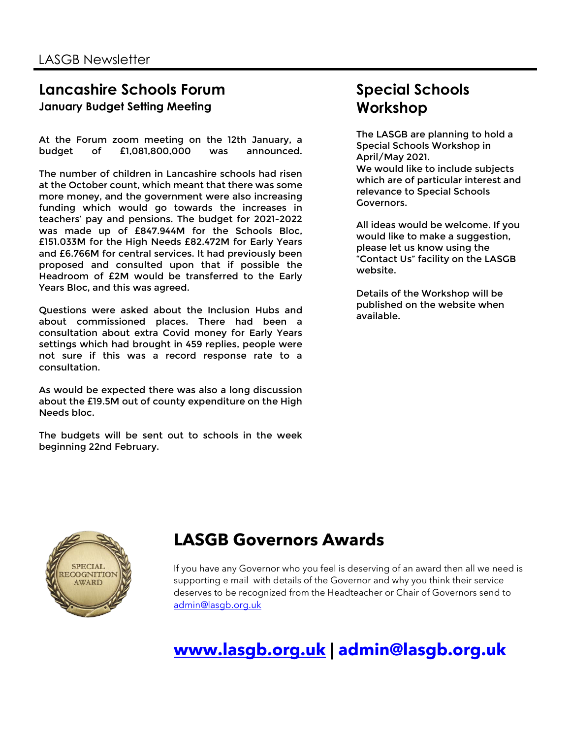## Lancashire Schools Forum

### January Budget Setting Meeting

At the Forum zoom meeting on the 12th January, a budget of £1,081,800,000 was announced.

The number of children in Lancashire schools had risen at the October count, which meant that there was some more money, and the government were also increasing funding which would go towards the increases in teachers' pay and pensions. The budget for 2021-2022 was made up of £847.944M for the Schools Bloc, £151.033M for the High Needs £82.472M for Early Years and £6.766M for central services. It had previously been proposed and consulted upon that if possible the Headroom of £2M would be transferred to the Early Years Bloc, and this was agreed.

Questions were asked about the Inclusion Hubs and about commissioned places. There had been a consultation about extra Covid money for Early Years settings which had brought in 459 replies, people were not sure if this was a record response rate to a consultation.

As would be expected there was also a long discussion about the £19.5M out of county expenditure on the High Needs bloc.

The budgets will be sent out to schools in the week beginning 22nd February.

## Special Schools Workshop

The LASGB are planning to hold a Special Schools Workshop in April/May 2021.
We would like to include subjects which are of particular interest and relevance to Special Schools Governors.

All ideas would be welcome. If you would like to make a suggestion, please let us know using the "Contact Us" facility on the LASGB website.

Details of the Workshop will be published on the website when available.

## LASGB Governors Awards

If you have any Governor who you feel is deserving of an award then all we need is supporting e mail with details of the Governor and why you think their service deserves to be recognized from the Headteacher or Chair of Governors send to admin@lasgb.org.uk

**www.lasgb.org.uk | admin@lasgb.org.uk**